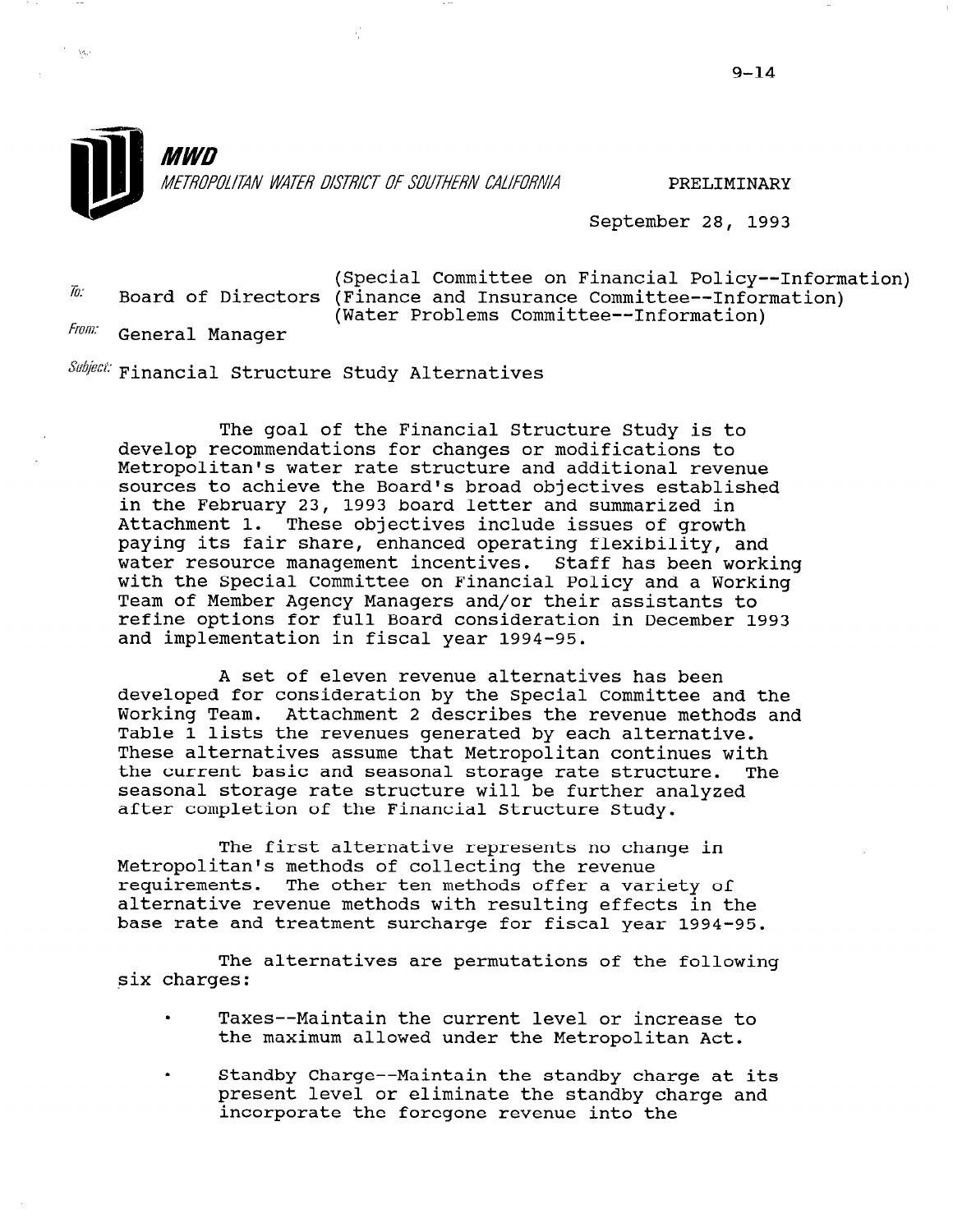**MWD**

*METROPOLITAN WATER DISTRICT OF SOUTHERN CALIFORNIA*

PRELIMINARY

September 28, 1993

To: Board of Directors (Special Committee on Financial Policy--Information)
(Finance and Insurance Committee--Information)
(Water Problems Committee--Information)

From: General Manager

Subject: Financial Structure Study Alternatives

The goal of the Financial Structure Study is to develop recommendations for changes or modifications to Metropolitan's water rate structure and additional revenue sources to achieve the Board's broad objectives established in the February 23, 1993 board letter and summarized in Attachment 1. These objectives include issues of growth paying its fair share, enhanced operating flexibility, and water resource management incentives. Staff has been working with the Special Committee on Financial Policy and a Working Team of Member Agency Managers and/or their assistants to refine options for full Board consideration in December 1993 and implementation in fiscal year 1994-95.

A set of eleven revenue alternatives has been developed for consideration by the Special Committee and the Working Team. Attachment 2 describes the revenue methods and Table 1 lists the revenues generated by each alternative. These alternatives assume that Metropolitan continues with the current basic and seasonal storage rate structure. The seasonal storage rate structure will be further analyzed after completion of the Financial Structure Study.

The first alternative represents no change in Metropolitan's methods of collecting the revenue requirements. The other ten methods offer a variety of alternative revenue methods with resulting effects in the base rate and treatment surcharge for fiscal year 1994-95.

The alternatives are permutations of the following six charges:

- Taxes--Maintain the current level or increase to the maximum allowed under the Metropolitan Act.
- Standby Charge--Maintain the standby charge at its present level or eliminate the standby charge and incorporate the foregone revenue into the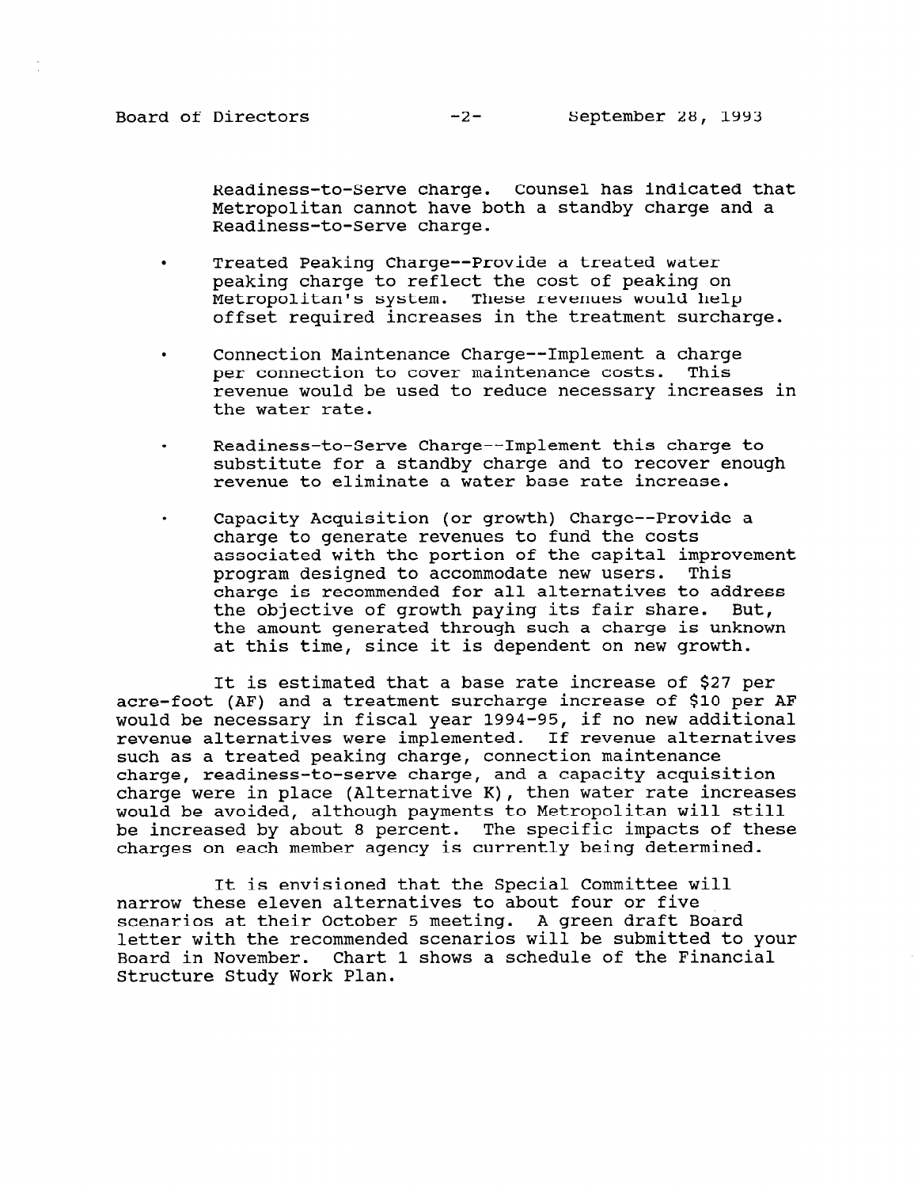Readiness-to-Serve charge. Counsel has indicated that Metropolitan cannot have both a standby charge and a Readiness-to-Serve charge.

- Treated Peaking Charge--Provide a treated water peaking charge to reflect the cost of peaking on Metropolitan's system. These revenues would help offset required increases in the treatment surcharge.
- Connection Maintenance Charge--Implement a charge per connection to cover maintenance costs. This revenue would be used to reduce necessary increases in the water rate.
- Readiness-to-Serve Charge--Implement this charge to substitute for a standby charge and to recover enough revenue to eliminate a water base rate increase.
- Capacity Acquisition (or growth) Charge--Provide a charge to generate revenues to fund the costs associated with the portion of the capital improvement program designed to accommodate new users. This charge is recommended for all alternatives to address the objective of growth paying its fair share. But, the amount generated through such a charge is unknown at this time, since it is dependent on new growth.

It is estimated that a base rate increase of $27 per acre-foot (AF) and a treatment surcharge increase of $10 per AF would be necessary in fiscal year 1994-95, if no new additional revenue alternatives were implemented. If revenue alternatives such as a treated peaking charge, connection maintenance charge, readiness-to-serve charge, and a capacity acquisition charge were in place (Alternative K), then water rate increases would be avoided, although payments to Metropolitan will still be increased by about 8 percent. The specific impacts of these charges on each member agency is currently being determined.

It is envisioned that the Special Committee will narrow these eleven alternatives to about four or five scenarios at their October 5 meeting. A green draft Board letter with the recommended scenarios will be submitted to your Board in November. Chart 1 shows a schedule of the Financial Structure Study Work Plan.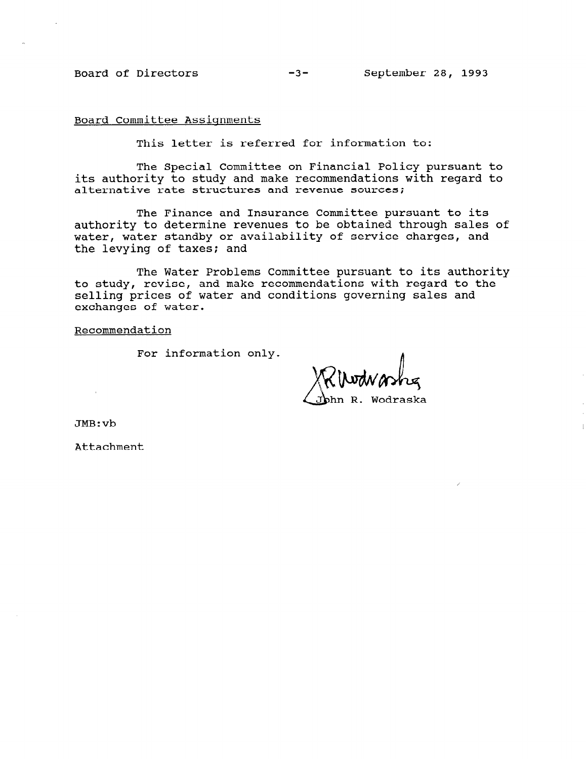Board Committee Assignments

This letter is referred for information to:

The Special Committee on Financial Policy pursuant to its authority to study and make recommendations with regard to alternative rate structures and revenue sources;

The Finance and Insurance Committee pursuant to its authority to determine revenues to be obtained through sales of water, water standby or availability of service charges, and the levying of taxes; and

The Water Problems Committee pursuant to its authority to study, revise, and make recommendations with regard to the selling prices of water and conditions governing sales and exchanges of water.

Recommendation

For information only.

John R. Wodraska

JMB:vb

Attachment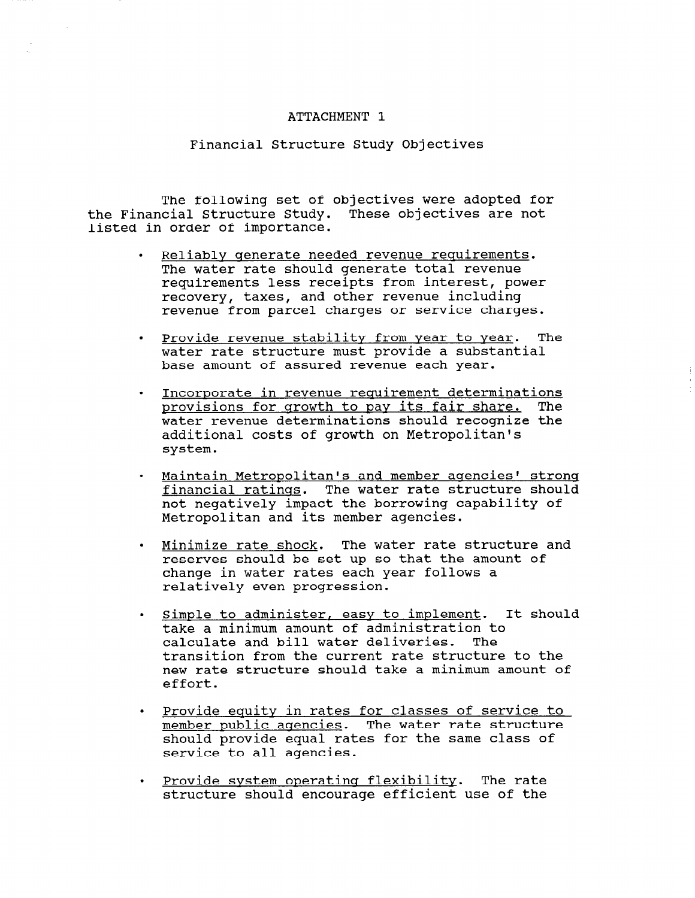# ATTACHMENT 1

## Financial Structure Study Objectives

The following set of objectives were adopted for the Financial Structure Study. These objectives are not listed in order of importance.

- Reliably generate needed revenue requirements. The water rate should generate total revenue requirements less receipts from interest, power recovery, taxes, and other revenue including revenue from parcel charges or service charges.

- Provide revenue stability from year to year. The water rate structure must provide a substantial base amount of assured revenue each year.

- Incorporate in revenue requirement determinations provisions for growth to pay its fair share. The water revenue determinations should recognize the additional costs of growth on Metropolitan's system.

- Maintain Metropolitan's and member agencies' strong financial ratings. The water rate structure should not negatively impact the borrowing capability of Metropolitan and its member agencies.

- Minimize rate shock. The water rate structure and reserves should be set up so that the amount of change in water rates each year follows a relatively even progression.

- Simple to administer, easy to implement. It should take a minimum amount of administration to calculate and bill water deliveries. The transition from the current rate structure to the new rate structure should take a minimum amount of effort.

- Provide equity in rates for classes of service to member public agencies. The water rate structure should provide equal rates for the same class of service to all agencies.

- Provide system operating flexibility. The rate structure should encourage efficient use of the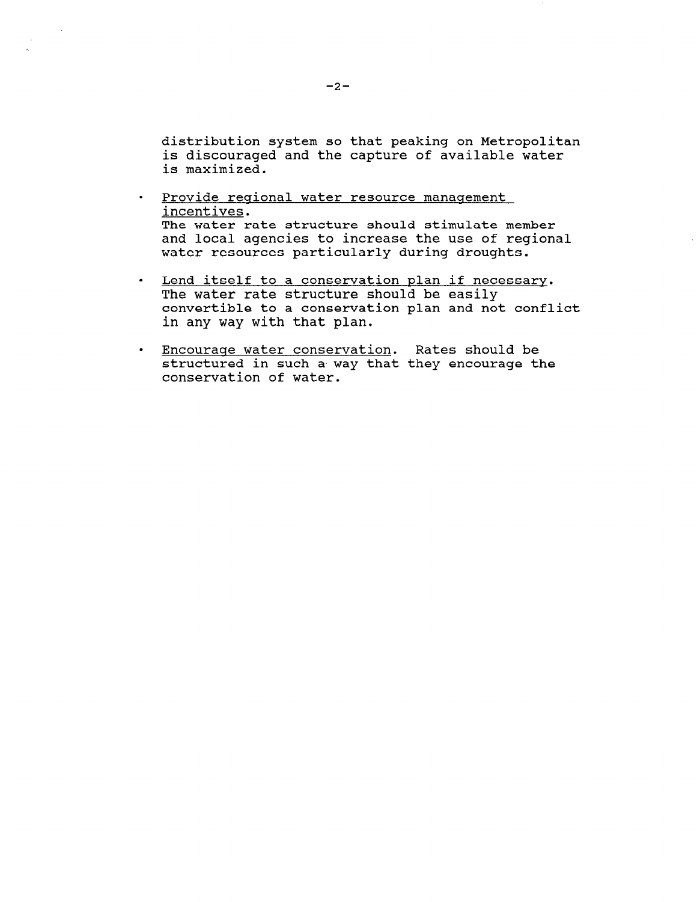distribution system so that peaking on Metropolitan is discouraged and the capture of available water is maximized.

- Provide regional water resource management incentives.
  The water rate structure should stimulate member and local agencies to increase the use of regional water resources particularly during droughts.

- Lend itself to a conservation plan if necessary.
  The water rate structure should be easily convertible to a conservation plan and not conflict in any way with that plan.

- Encourage water conservation. Rates should be structured in such a way that they encourage the conservation of water.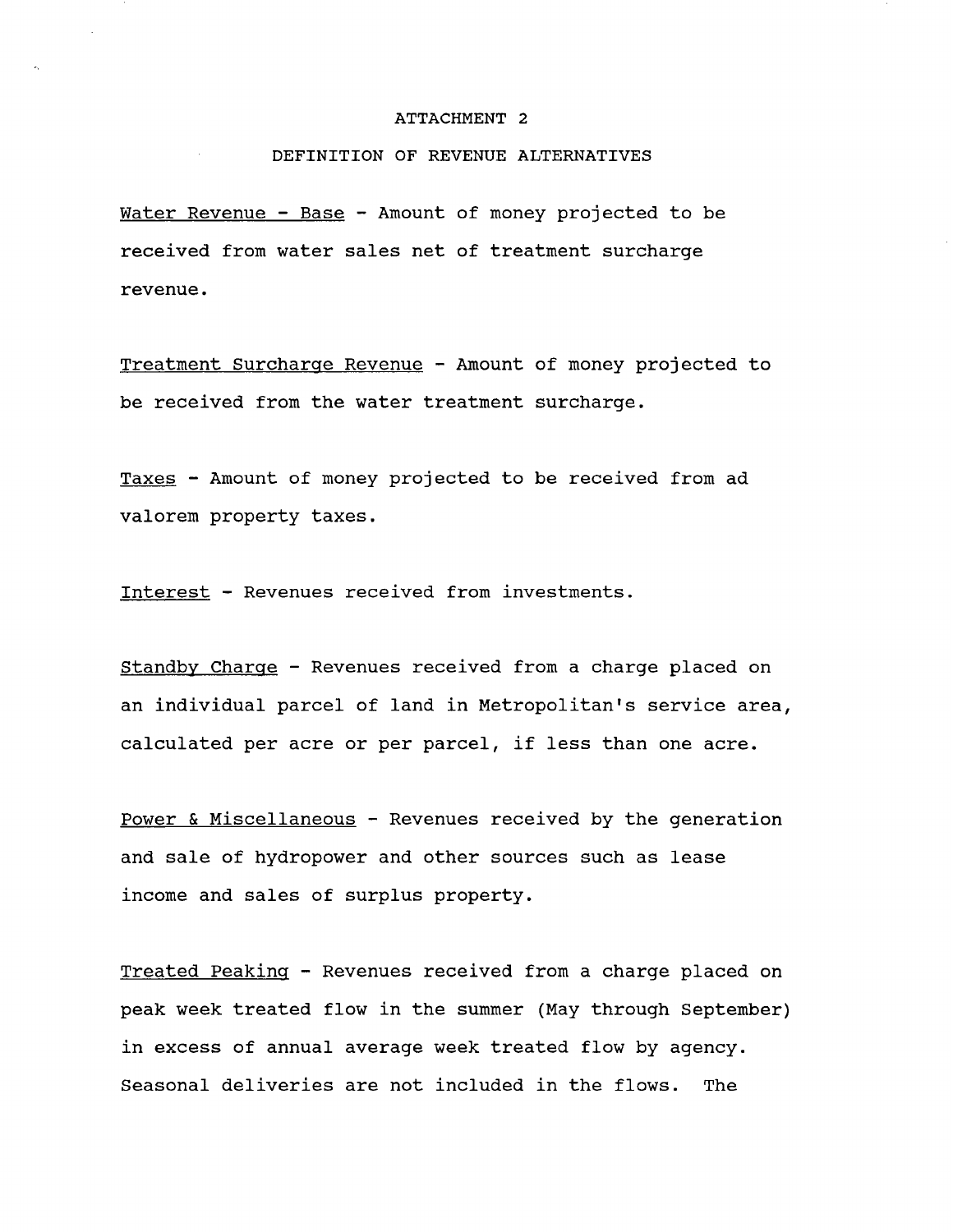# ATTACHMENT 2

## DEFINITION OF REVENUE ALTERNATIVES

Water Revenue - Base - Amount of money projected to be received from water sales net of treatment surcharge revenue.

Treatment Surcharge Revenue - Amount of money projected to be received from the water treatment surcharge.

Taxes - Amount of money projected to be received from ad valorem property taxes.

Interest - Revenues received from investments.

Standby Charge - Revenues received from a charge placed on an individual parcel of land in Metropolitan's service area, calculated per acre or per parcel, if less than one acre.

Power & Miscellaneous - Revenues received by the generation and sale of hydropower and other sources such as lease income and sales of surplus property.

Treated Peaking - Revenues received from a charge placed on peak week treated flow in the summer (May through September) in excess of annual average week treated flow by agency. Seasonal deliveries are not included in the flows. The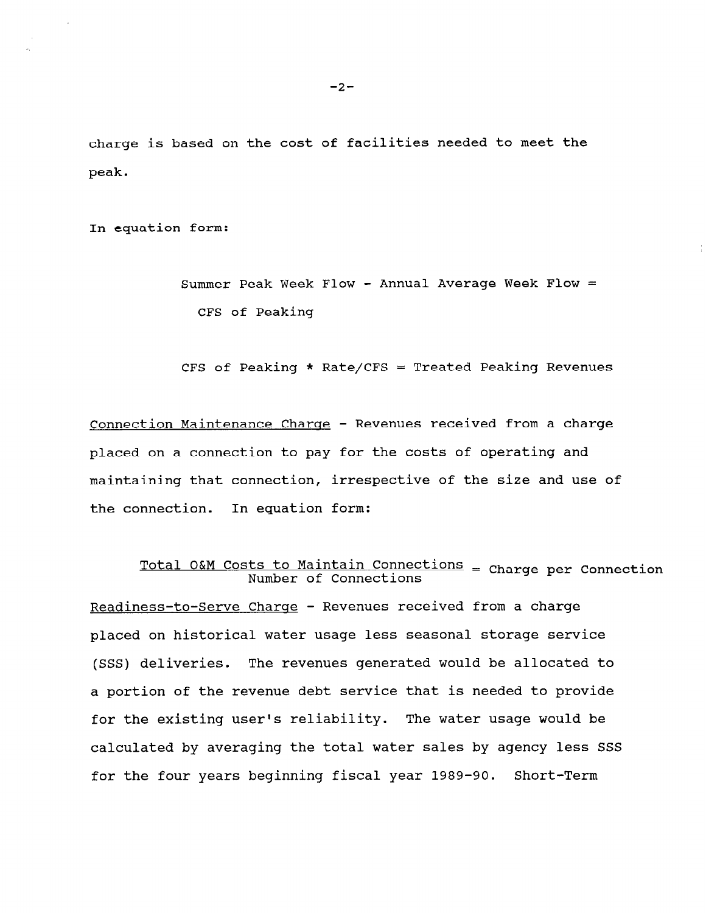charge is based on the cost of facilities needed to meet the peak.

In equation form:

> Summer Peak Week Flow - Annual Average Week Flow = CFS of Peaking
>
> CFS of Peaking * Rate/CFS = Treated Peaking Revenues

<u>Connection Maintenance Charge</u> - Revenues received from a charge placed on a connection to pay for the costs of operating and maintaining that connection, irrespective of the size and use of the connection. In equation form:

$$\frac{\text{Total O\&M Costs to Maintain Connections}}{\text{Number of Connections}} = \text{Charge per Connection}$$

<u>Readiness-to-Serve Charge</u> - Revenues received from a charge placed on historical water usage less seasonal storage service (SSS) deliveries. The revenues generated would be allocated to a portion of the revenue debt service that is needed to provide for the existing user's reliability. The water usage would be calculated by averaging the total water sales by agency less SSS for the four years beginning fiscal year 1989-90. Short-Term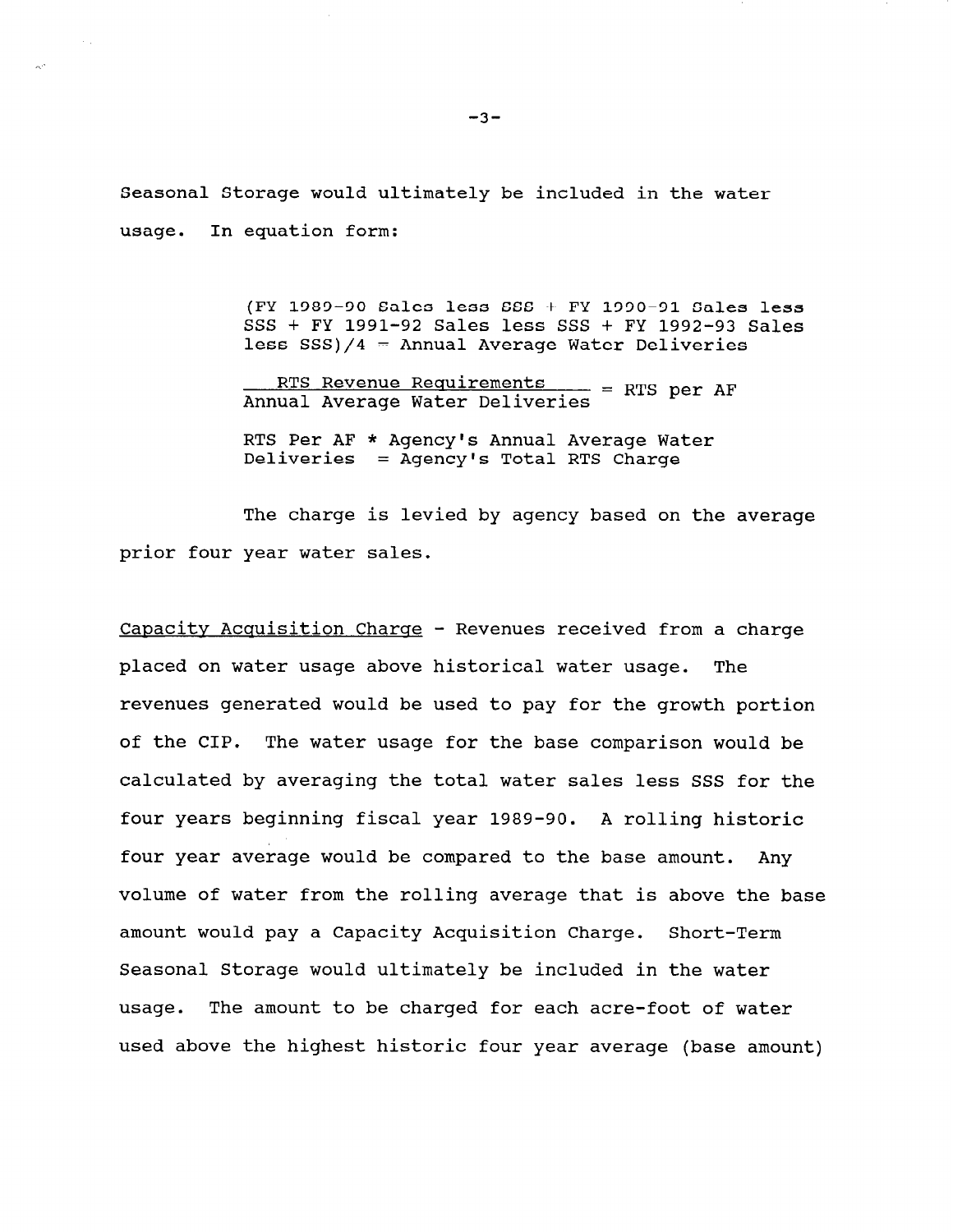Seasonal Storage would ultimately be included in the water usage. In equation form:

> (FY 1989-90 Sales less SSS + FY 1990-91 Sales less SSS + FY 1991-92 Sales less SSS + FY 1992-93 Sales less SSS)/4 = Annual Average Water Deliveries
>
> $$\frac{\text{RTS Revenue Requirements}}{\text{Annual Average Water Deliveries}} = \text{RTS per AF}$$
>
> RTS Per AF * Agency's Annual Average Water Deliveries = Agency's Total RTS Charge

The charge is levied by agency based on the average prior four year water sales.

Capacity Acquisition Charge - Revenues received from a charge placed on water usage above historical water usage. The revenues generated would be used to pay for the growth portion of the CIP. The water usage for the base comparison would be calculated by averaging the total water sales less SSS for the four years beginning fiscal year 1989-90. A rolling historic four year average would be compared to the base amount. Any volume of water from the rolling average that is above the base amount would pay a Capacity Acquisition Charge. Short-Term Seasonal Storage would ultimately be included in the water usage. The amount to be charged for each acre-foot of water used above the highest historic four year average (base amount)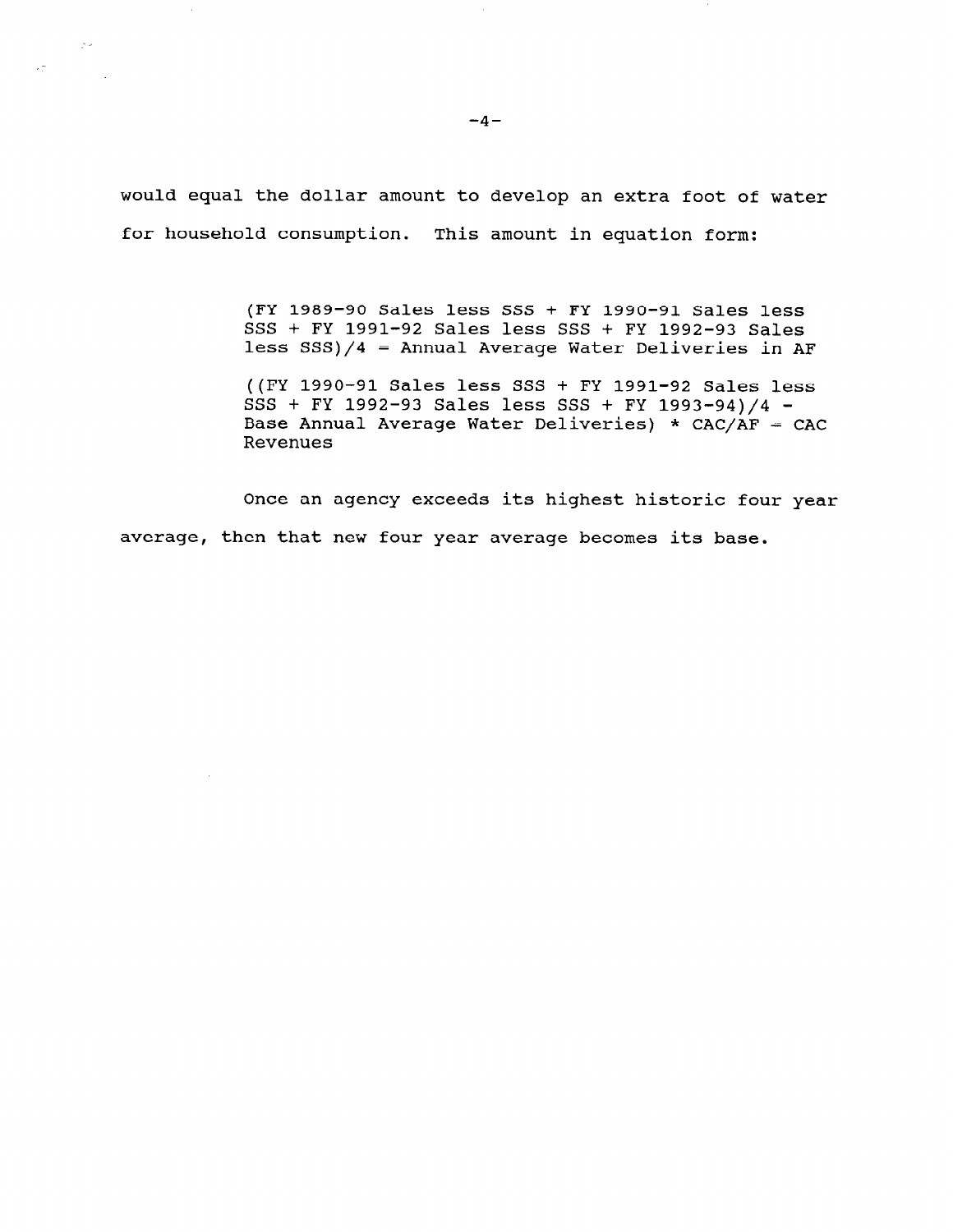would equal the dollar amount to develop an extra foot of water for household consumption. This amount in equation form:

> (FY 1989-90 Sales less SSS + FY 1990-91 Sales less SSS + FY 1991-92 Sales less SSS + FY 1992-93 Sales less SSS)/4 = Annual Average Water Deliveries in AF
>
> ((FY 1990-91 Sales less SSS + FY 1991-92 Sales less SSS + FY 1992-93 Sales less SSS + FY 1993-94)/4 - Base Annual Average Water Deliveries) * CAC/AF = CAC Revenues

Once an agency exceeds its highest historic four year average, then that new four year average becomes its base.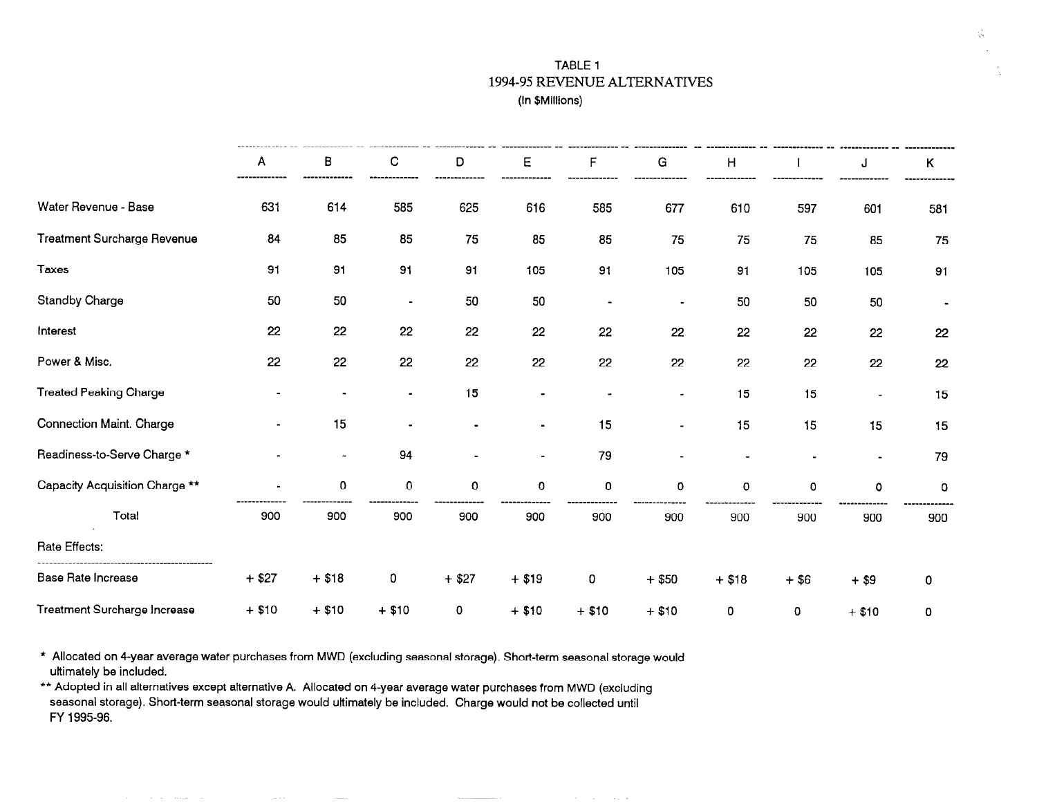# TABLE 1
## 1994-95 REVENUE ALTERNATIVES
(In $Millions)

| | A | B | C | D | E | F | G | H | I | J | K |
|---|---|---|---|---|---|---|---|---|---|---|---|
| Water Revenue - Base | 631 | 614 | 585 | 625 | 616 | 585 | 677 | 610 | 597 | 601 | 581 |
| Treatment Surcharge Revenue | 84 | 85 | 85 | 75 | 85 | 85 | 75 | 75 | 75 | 85 | 75 |
| Taxes | 91 | 91 | 91 | 91 | 105 | 91 | 105 | 91 | 105 | 105 | 91 |
| Standby Charge | 50 | 50 | - | 50 | 50 | - | - | 50 | 50 | 50 | - |
| Interest | 22 | 22 | 22 | 22 | 22 | 22 | 22 | 22 | 22 | 22 | 22 |
| Power & Misc. | 22 | 22 | 22 | 22 | 22 | 22 | 22 | 22 | 22 | 22 | 22 |
| Treated Peaking Charge | - | - | - | 15 | - | - | - | 15 | 15 | - | 15 |
| Connection Maint. Charge | - | 15 | - | - | - | 15 | - | 15 | 15 | 15 | 15 |
| Readiness-to-Serve Charge * | - | - | 94 | - | - | 79 | - | - | - | - | 79 |
| Capacity Acquisition Charge ** | - | 0 | 0 | 0 | 0 | 0 | 0 | 0 | 0 | 0 | 0 |
| Total | 900 | 900 | 900 | 900 | 900 | 900 | 900 | 900 | 900 | 900 | 900 |
| **Rate Effects:** | | | | | | | | | | | |
| Base Rate Increase | + $27 | + $18 | 0 | + $27 | + $19 | 0 | + $50 | + $18 | + $6 | + $9 | 0 |
| Treatment Surcharge Increase | + $10 | + $10 | + $10 | 0 | + $10 | + $10 | + $10 | 0 | 0 | + $10 | 0 |

\* Allocated on 4-year average water purchases from MWD (excluding seasonal storage). Short-term seasonal storage would ultimately be included.

\*\* Adopted in all alternatives except alternative A. Allocated on 4-year average water purchases from MWD (excluding seasonal storage). Short-term seasonal storage would ultimately be included. Charge would not be collected until FY 1995-96.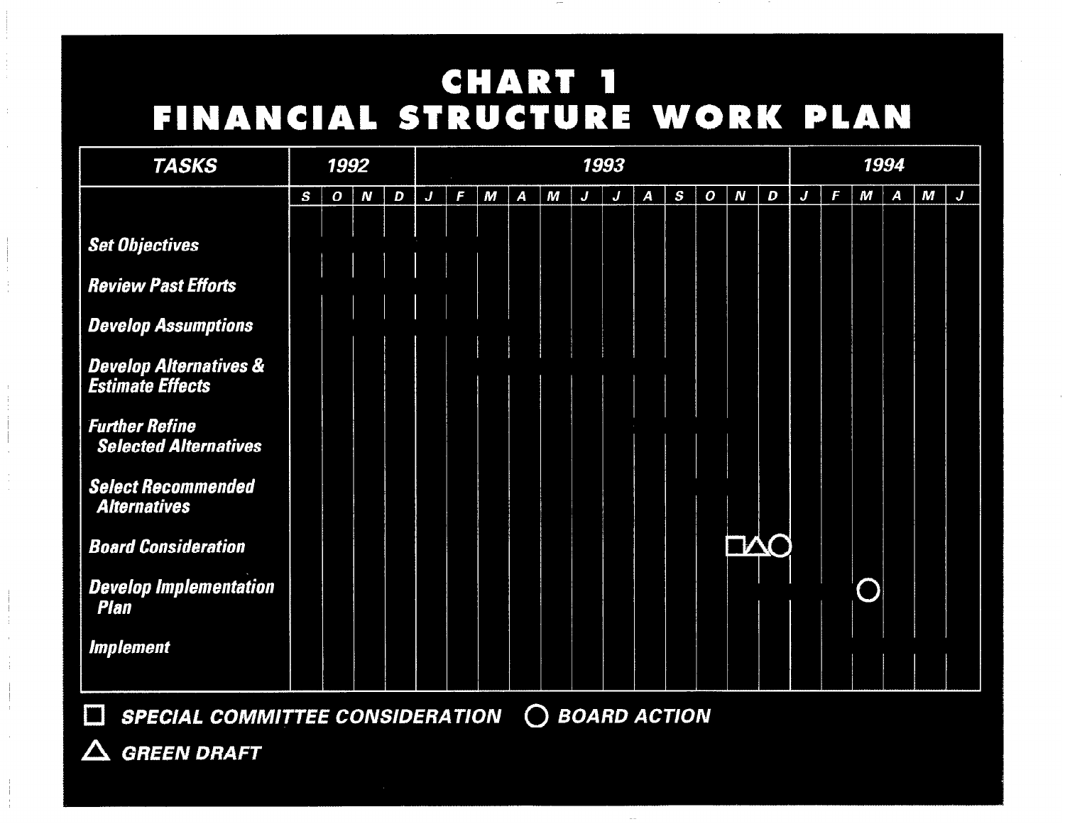# CHART 1
# FINANCIAL STRUCTURE WORK PLAN

TASKS

1992

1993

1994

S O N D J F M A M J J A S O N D J F M A M J

Set Objectives

Review Past Efforts

Develop Assumptions

Develop Alternatives & Estimate Effects

Further Refine Selected Alternatives

Select Recommended Alternatives

Board Consideration

Develop Implementation Plan

Implement

□ SPECIAL COMMITTEE CONSIDERATION

○ BOARD ACTION

△ GREEN DRAFT